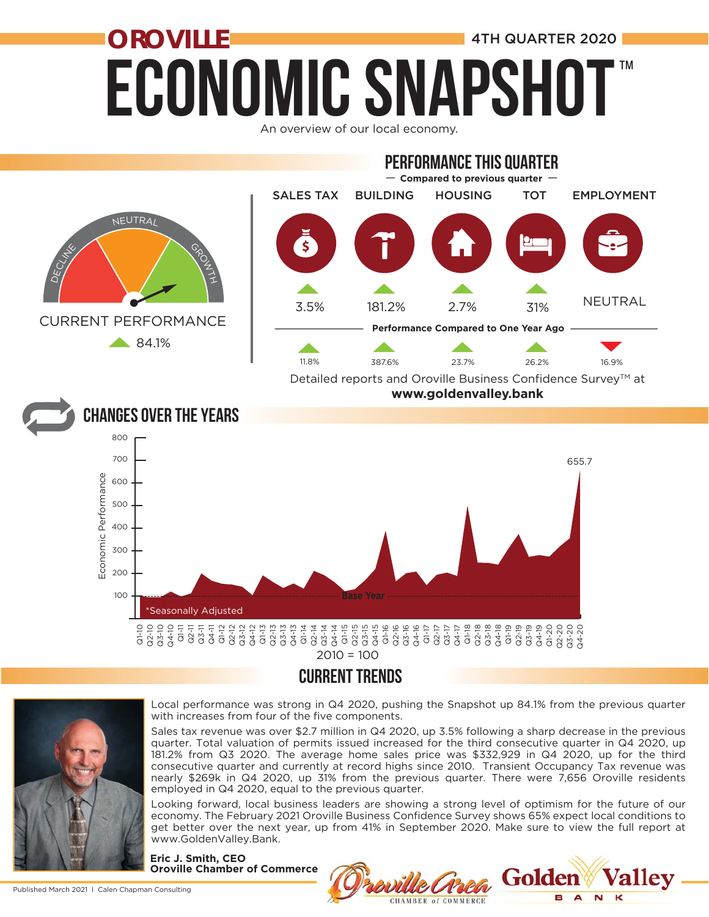# OROVILLE ECONOMIC SNAPSHOT™

4TH QUARTER 2020

An overview of our local economy.

## PERFORMANCE THIS QUARTER

— Compared to previous quarter —

| | SALES TAX | BUILDING | HOUSING | TOT | EMPLOYMENT |
|---|---|---|---|---|---|
| Compared to previous quarter | ▲ 3.5% | ▲ 181.2% | ▲ 2.7% | ▲ 31% | NEUTRAL |
| Performance Compared to One Year Ago | ▲ 11.8% | ▲ 387.6% | ▲ 23.7% | ▲ 26.2% | ▼ 16.9% |

CURRENT PERFORMANCE ▲ 84.1%

Detailed reports and Oroville Business Confidence Survey™ at **www.goldenvalley.bank**

## CHANGES OVER THE YEARS

Economic Performance (2010 = 100), Q1-10 through Q4-20; Base Year; Q4-20: 655.7

*Seasonally Adjusted

## CURRENT TRENDS

Local performance was strong in Q4 2020, pushing the Snapshot up 84.1% from the previous quarter with increases from four of the five components.

Sales tax revenue was over $2.7 million in Q4 2020, up 3.5% following a sharp decrease in the previous quarter. Total valuation of permits issued increased for the third consecutive quarter in Q4 2020, up 181.2% from Q3 2020. The average home sales price was $332,929 in Q4 2020, up for the third consecutive quarter and currently at record highs since 2010. Transient Occupancy Tax revenue was nearly $269k in Q4 2020, up 31% from the previous quarter. There were 7,656 Oroville residents employed in Q4 2020, equal to the previous quarter.

Looking forward, local business leaders are showing a strong level of optimism for the future of our economy. The February 2021 Oroville Business Confidence Survey shows 65% expect local conditions to get better over the next year, up from 41% in September 2020. Make sure to view the full report at www.GoldenValley.Bank.

**Eric J. Smith, CEO**
**Oroville Chamber of Commerce**

Published March 2021 | Calen Chapman Consulting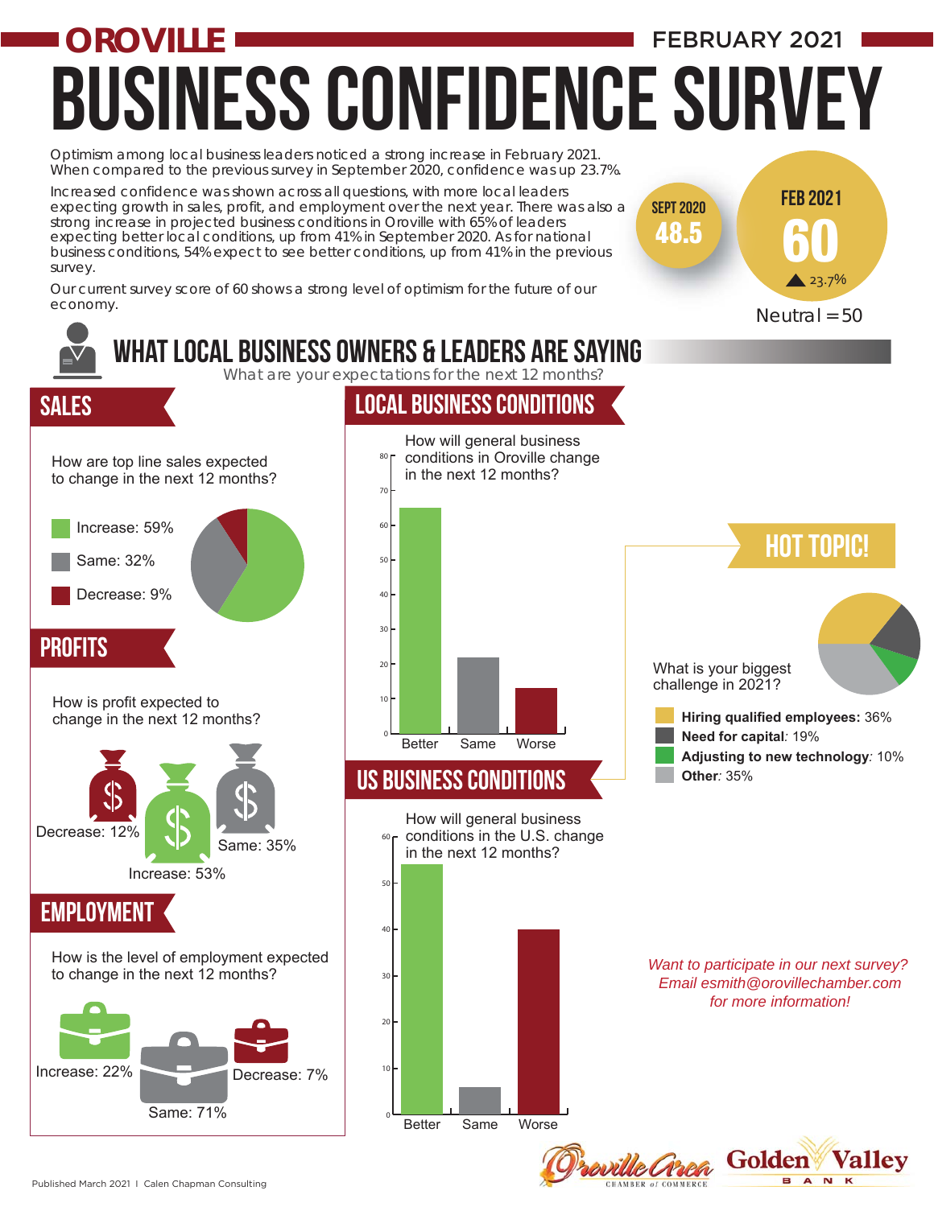# OROVILLE

FEBRUARY 2021

# BUSINESS CONFIDENCE SURVEY

Optimism among local business leaders noticed a strong increase in February 2021. When compared to the previous survey in September 2020, confidence was up 23.7%.

Increased confidence was shown across all questions, with more local leaders expecting growth in sales, profit, and employment over the next year. There was also a strong increase in projected business conditions in Oroville with 65% of leaders expecting better local conditions, up from 41% in September 2020. As for national business conditions, 54% expect to see better conditions, up from 41% in the previous survey.

Our current survey score of 60 shows a strong level of optimism for the future of our economy.

SEPT 2020 **48.5**

FEB 2021 **60** ▲ 23.7%

Neutral = 50

## WHAT LOCAL BUSINESS OWNERS & LEADERS ARE SAYING

What are your expectations for the next 12 months?

### SALES

How are top line sales expected to change in the next 12 months?

- Increase: 59%
- Same: 32%
- Decrease: 9%

### PROFITS

How is profit expected to change in the next 12 months?

- Decrease: 12%
- Increase: 53%
- Same: 35%

### EMPLOYMENT

How is the level of employment expected to change in the next 12 months?

- Increase: 22%
- Same: 71%
- Decrease: 7%

### LOCAL BUSINESS CONDITIONS

How will general business conditions in Oroville change in the next 12 months?

Better, Same, Worse

### US BUSINESS CONDITIONS

How will general business conditions in the U.S. change in the next 12 months?

Better, Same, Worse

### HOT TOPIC!

What is your biggest challenge in 2021?

- **Hiring qualified employees:** 36%
- **Need for capital**: 19%
- **Adjusting to new technology**: 10%
- **Other**: 35%

*Want to participate in our next survey? Email esmith@orovillechamber.com for more information!*

Published March 2021 | Calen Chapman Consulting

Oroville Area Chamber of Commerce | Golden Valley Bank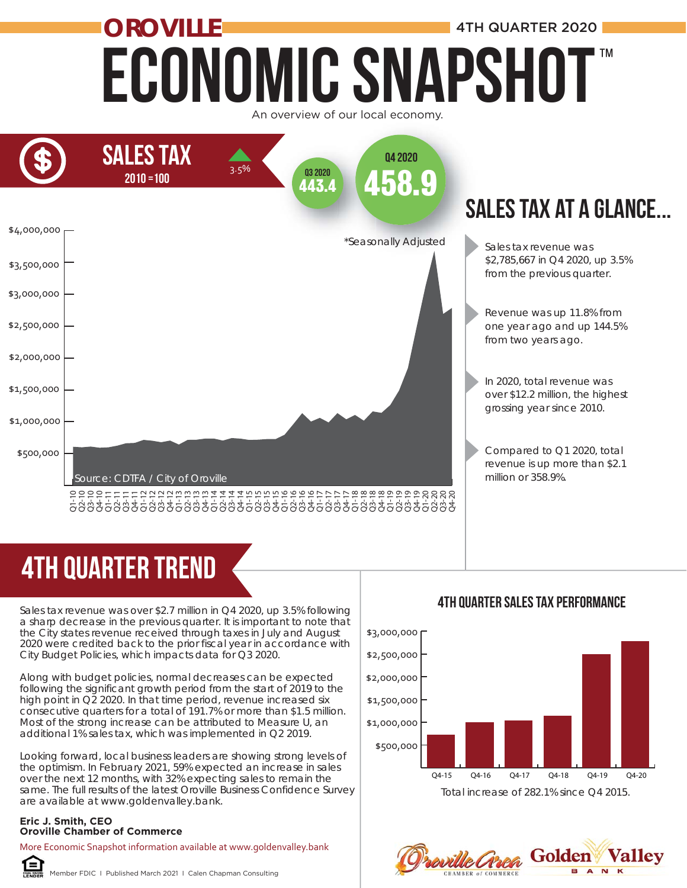# OROVILLE ECONOMIC SNAPSHOT™

4TH QUARTER 2020

An overview of our local economy.

## SALES TAX

2010 = 100

▲ 3.5%

Q3 2020: 443.4

Q4 2020: 458.9

*Seasonally Adjusted

Source: CDTFA / City of Oroville

## SALES TAX AT A GLANCE...

- Sales tax revenue was $2,785,667 in Q4 2020, up 3.5% from the previous quarter.
- Revenue was up 11.8% from one year ago and up 144.5% from two years ago.
- In 2020, total revenue was over $12.2 million, the highest grossing year since 2010.
- Compared to Q1 2020, total revenue is up more than $2.1 million or 358.9%.

## 4TH QUARTER TREND

Sales tax revenue was over $2.7 million in Q4 2020, up 3.5% following a sharp decrease in the previous quarter. It is important to note that the City states revenue received through taxes in July and August 2020 were credited back to the prior fiscal year in accordance with City Budget Policies, which impacts data for Q3 2020.

Along with budget policies, normal decreases can be expected following the significant growth period from the start of 2019 to the high point in Q2 2020. In that time period, revenue increased six consecutive quarters for a total of 191.7% or more than $1.5 million. Most of the strong increase can be attributed to Measure U, an additional 1% sales tax, which was implemented in Q2 2019.

Looking forward, local business leaders are showing strong levels of the optimism. In February 2021, 59% expected an increase in sales over the next 12 months, with 32% expecting sales to remain the same. The full results of the latest Oroville Business Confidence Survey are available at www.goldenvalley.bank.

**Eric J. Smith, CEO**
**Oroville Chamber of Commerce**

### 4TH QUARTER SALES TAX PERFORMANCE

Total increase of 282.1% since Q4 2015.

More Economic Snapshot information available at www.goldenvalley.bank

Member FDIC | Published March 2021 | Calen Chapman Consulting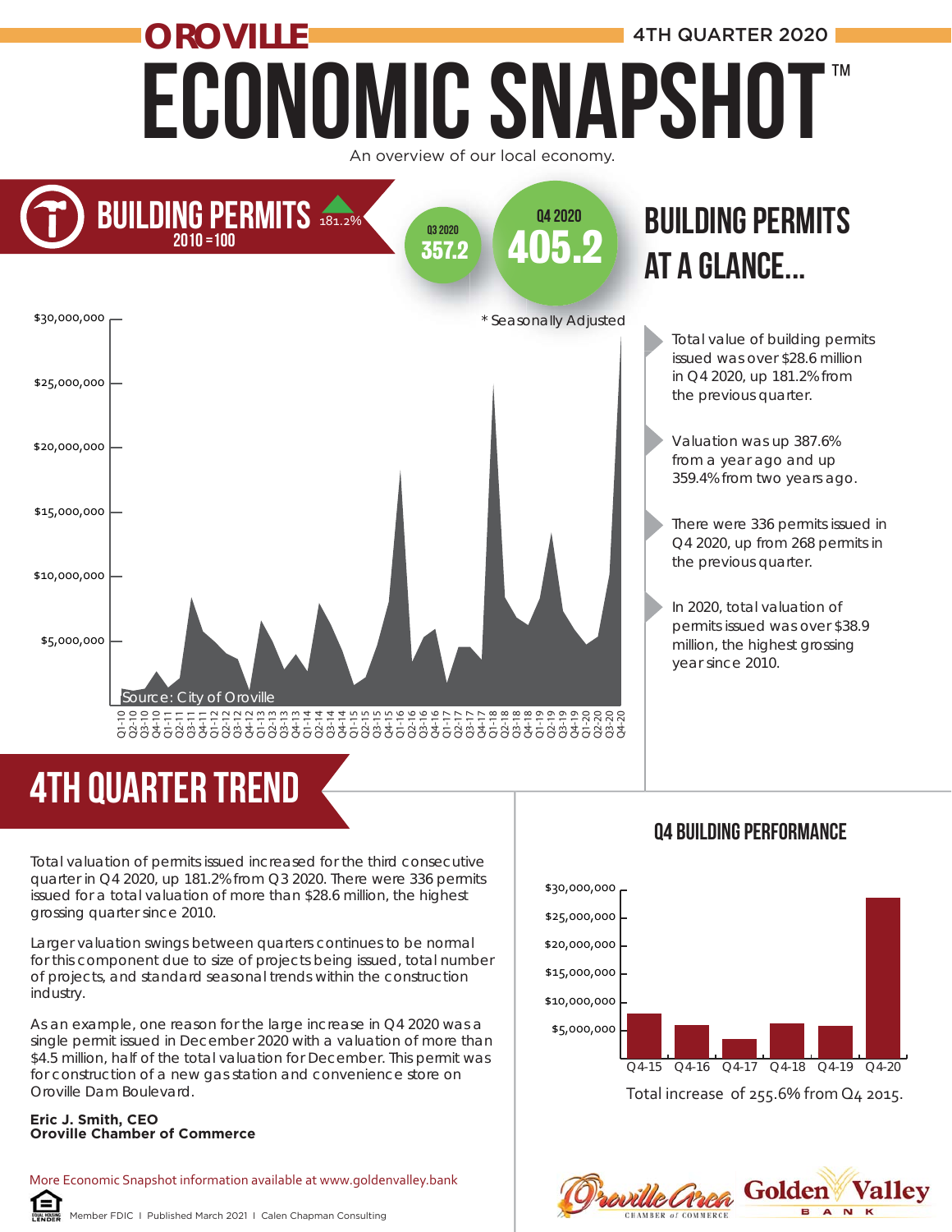# OROVILLE

4TH QUARTER 2020

# ECONOMIC SNAPSHOT™

An overview of our local economy.

## BUILDING PERMITS 181.2%

2010 = 100

Q3 2020 357.2

Q4 2020 405.2

* Seasonally Adjusted

Source: City of Oroville

## BUILDING PERMITS AT A GLANCE...

- Total value of building permits issued was over $28.6 million in Q4 2020, up 181.2% from the previous quarter.
- Valuation was up 387.6% from a year ago and up 359.4% from two years ago.
- There were 336 permits issued in Q4 2020, up from 268 permits in the previous quarter.
- In 2020, total valuation of permits issued was over $38.9 million, the highest grossing year since 2010.

## 4TH QUARTER TREND

Total valuation of permits issued increased for the third consecutive quarter in Q4 2020, up 181.2% from Q3 2020. There were 336 permits issued for a total valuation of more than $28.6 million, the highest grossing quarter since 2010.

Larger valuation swings between quarters continues to be normal for this component due to size of projects being issued, total number of projects, and standard seasonal trends within the construction industry.

As an example, one reason for the large increase in Q4 2020 was a single permit issued in December 2020 with a valuation of more than $4.5 million, half of the total valuation for December. This permit was for construction of a new gas station and convenience store on Oroville Dam Boulevard.

**Eric J. Smith, CEO**
**Oroville Chamber of Commerce**

### Q4 BUILDING PERFORMANCE

Total increase of 255.6% from Q4 2015.

More Economic Snapshot information available at www.goldenvalley.bank

Member FDIC | Published March 2021 | Calen Chapman Consulting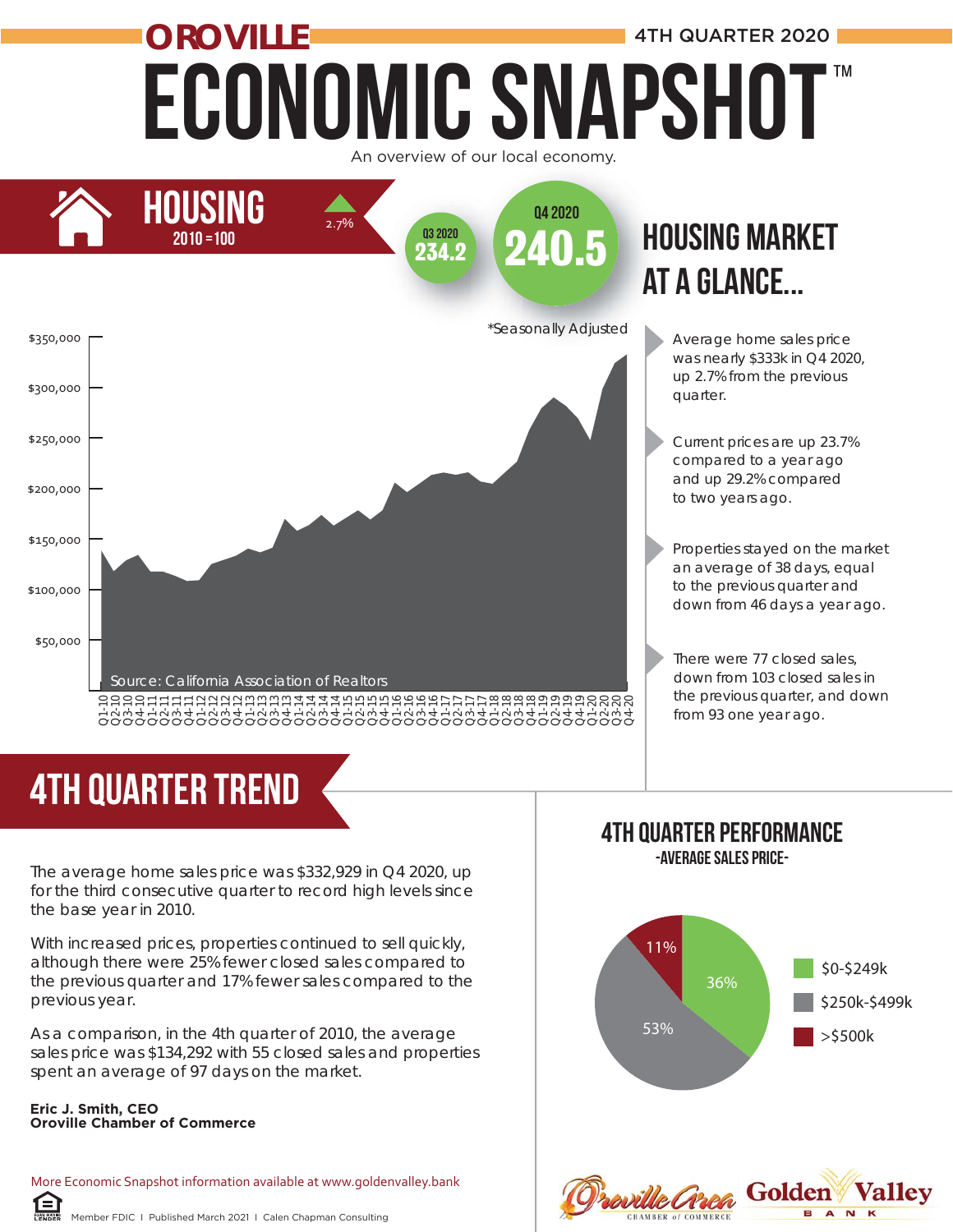OROVILLE

4TH QUARTER 2020

# ECONOMIC SNAPSHOT™

An overview of our local economy.

## HOUSING

2010 = 100

▲ 2.7%

Q3 2020
234.2

Q4 2020
240.5

*Seasonally Adjusted

Source: California Association of Realtors

## HOUSING MARKET AT A GLANCE...

- Average home sales price was nearly $333k in Q4 2020, up 2.7% from the previous quarter.
- Current prices are up 23.7% compared to a year ago and up 29.2% compared to two years ago.
- Properties stayed on the market an average of 38 days, equal to the previous quarter and down from 46 days a year ago.
- There were 77 closed sales, down from 103 closed sales in the previous quarter, and down from 93 one year ago.

## 4TH QUARTER TREND

The average home sales price was $332,929 in Q4 2020, up for the third consecutive quarter to record high levels since the base year in 2010.

With increased prices, properties continued to sell quickly, although there were 25% fewer closed sales compared to the previous quarter and 17% fewer sales compared to the previous year.

As a comparison, in the 4th quarter of 2010, the average sales price was $134,292 with 55 closed sales and properties spent an average of 97 days on the market.

**Eric J. Smith, CEO**
**Oroville Chamber of Commerce**

## 4TH QUARTER PERFORMANCE

-AVERAGE SALES PRICE-

| Price Range | Share |
|---|---|
| $0-$249k | 36% |
| $250k-$499k | 53% |
| >$500k | 11% |

More Economic Snapshot information available at www.goldenvalley.bank

Member FDIC I Published March 2021 I Calen Chapman Consulting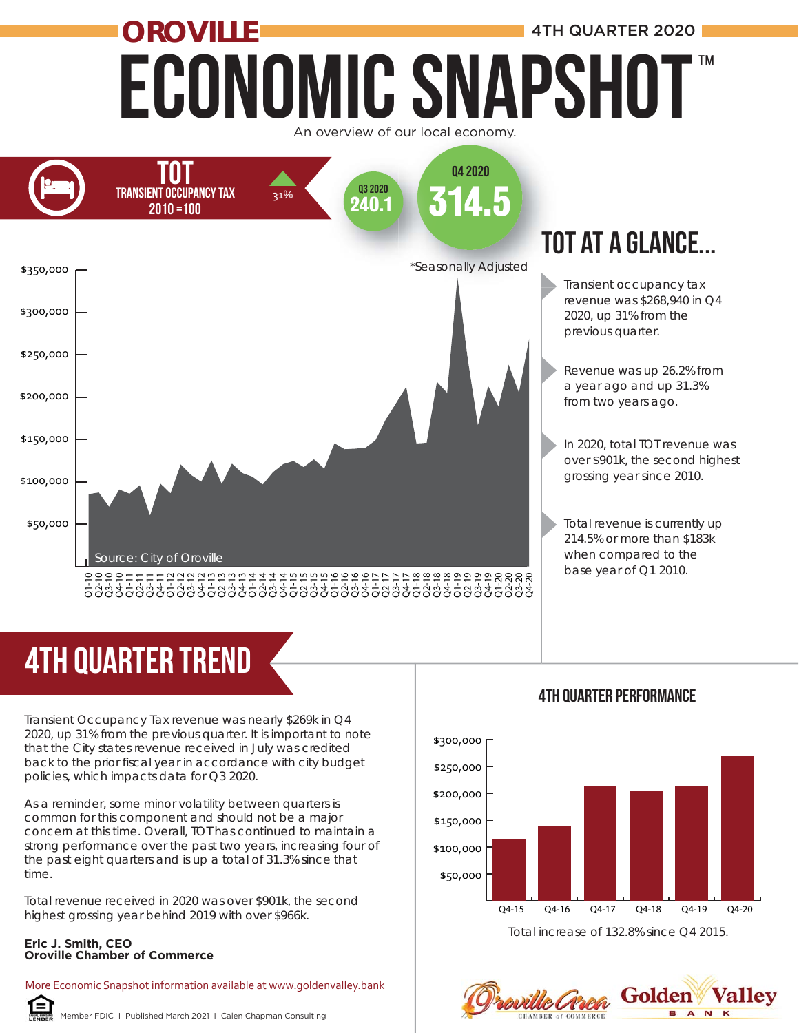# OROVILLE ECONOMIC SNAPSHOT™

4TH QUARTER 2020

An overview of our local economy.

## TOT
TRANSIENT OCCUPANCY TAX
2010 = 100

▲ 31%

Q3 2020: **240.1**

Q4 2020: **314.5**

*Seasonally Adjusted

Source: City of Oroville

## TOT AT A GLANCE...

- Transient occupancy tax revenue was $268,940 in Q4 2020, up 31% from the previous quarter.
- Revenue was up 26.2% from a year ago and up 31.3% from two years ago.
- In 2020, total TOT revenue was over $901k, the second highest grossing year since 2010.
- Total revenue is currently up 214.5% or more than $183k when compared to the base year of Q1 2010.

## 4TH QUARTER TREND

Transient Occupancy Tax revenue was nearly $269k in Q4 2020, up 31% from the previous quarter. It is important to note that the City states revenue received in July was credited back to the prior fiscal year in accordance with city budget policies, which impacts data for Q3 2020.

As a reminder, some minor volatility between quarters is common for this component and should not be a major concern at this time. Overall, TOT has continued to maintain a strong performance over the past two years, increasing four of the past eight quarters and is up a total of 31.3% since that time.

Total revenue received in 2020 was over $901k, the second highest grossing year behind 2019 with over $966k.

**Eric J. Smith, CEO**
**Oroville Chamber of Commerce**

### 4TH QUARTER PERFORMANCE

Total increase of 132.8% since Q4 2015.

More Economic Snapshot information available at www.goldenvalley.bank

Member FDIC | Published March 2021 | Calen Chapman Consulting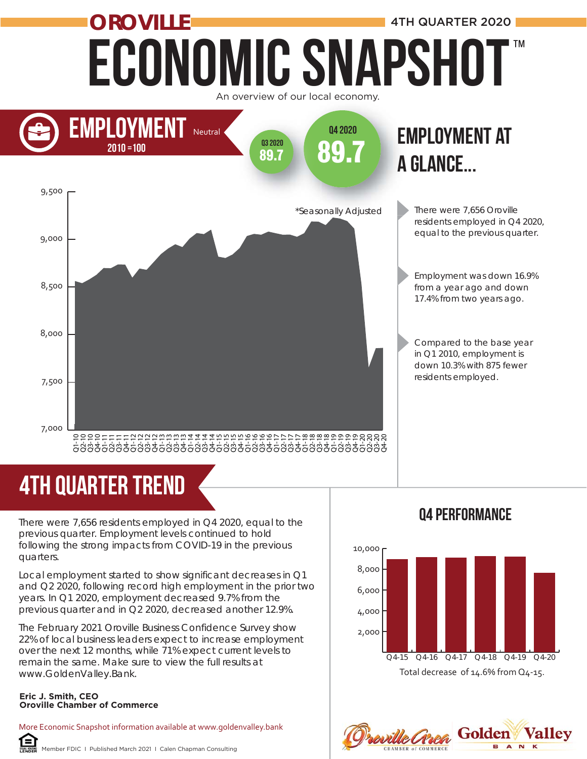# OROVILLE ECONOMIC SNAPSHOT™

4TH QUARTER 2020

An overview of our local economy.

## EMPLOYMENT

Neutral

2010 = 100

Q3 2020 89.7

Q4 2020 89.7

9,500
9,000
8,500
8,000
7,500
7,000

*Seasonally Adjusted

Q1-10 Q2-10 Q3-10 Q4-10 Q1-11 Q2-11 Q3-11 Q4-11 Q1-12 Q2-12 Q3-12 Q4-12 Q1-13 Q2-13 Q3-13 Q4-13 Q1-14 Q2-14 Q3-14 Q4-14 Q1-15 Q2-15 Q3-15 Q4-15 Q1-16 Q2-16 Q3-16 Q4-16 Q1-17 Q2-17 Q3-17 Q4-17 Q1-18 Q2-18 Q3-18 Q4-18 Q1-19 Q2-19 Q3-19 Q4-19 Q1-20 Q2-20 Q3-20 Q4-20

## EMPLOYMENT AT A GLANCE...

- There were 7,656 Oroville residents employed in Q4 2020, equal to the previous quarter.
- Employment was down 16.9% from a year ago and down 17.4% from two years ago.
- Compared to the base year in Q1 2010, employment is down 10.3% with 875 fewer residents employed.

## 4TH QUARTER TREND

There were 7,656 residents employed in Q4 2020, equal to the previous quarter. Employment levels continued to hold following the strong impacts from COVID-19 in the previous quarters.

Local employment started to show significant decreases in Q1 and Q2 2020, following record high employment in the prior two years. In Q1 2020, employment decreased 9.7% from the previous quarter and in Q2 2020, decreased another 12.9%.

The February 2021 Oroville Business Confidence Survey show 22% of local business leaders expect to increase employment over the next 12 months, while 71% expect current levels to remain the same. Make sure to view the full results at www.GoldenValley.Bank.

**Eric J. Smith, CEO**
**Oroville Chamber of Commerce**

## Q4 PERFORMANCE

10,000
8,000
6,000
4,000
2,000

Q4-15 Q4-16 Q4-17 Q4-18 Q4-19 Q4-20

Total decrease of 14.6% from Q4-15.

More Economic Snapshot information available at www.goldenvalley.bank

Member FDIC | Published March 2021 | Calen Chapman Consulting

Oroville Area Chamber of Commerce

Golden Valley Bank